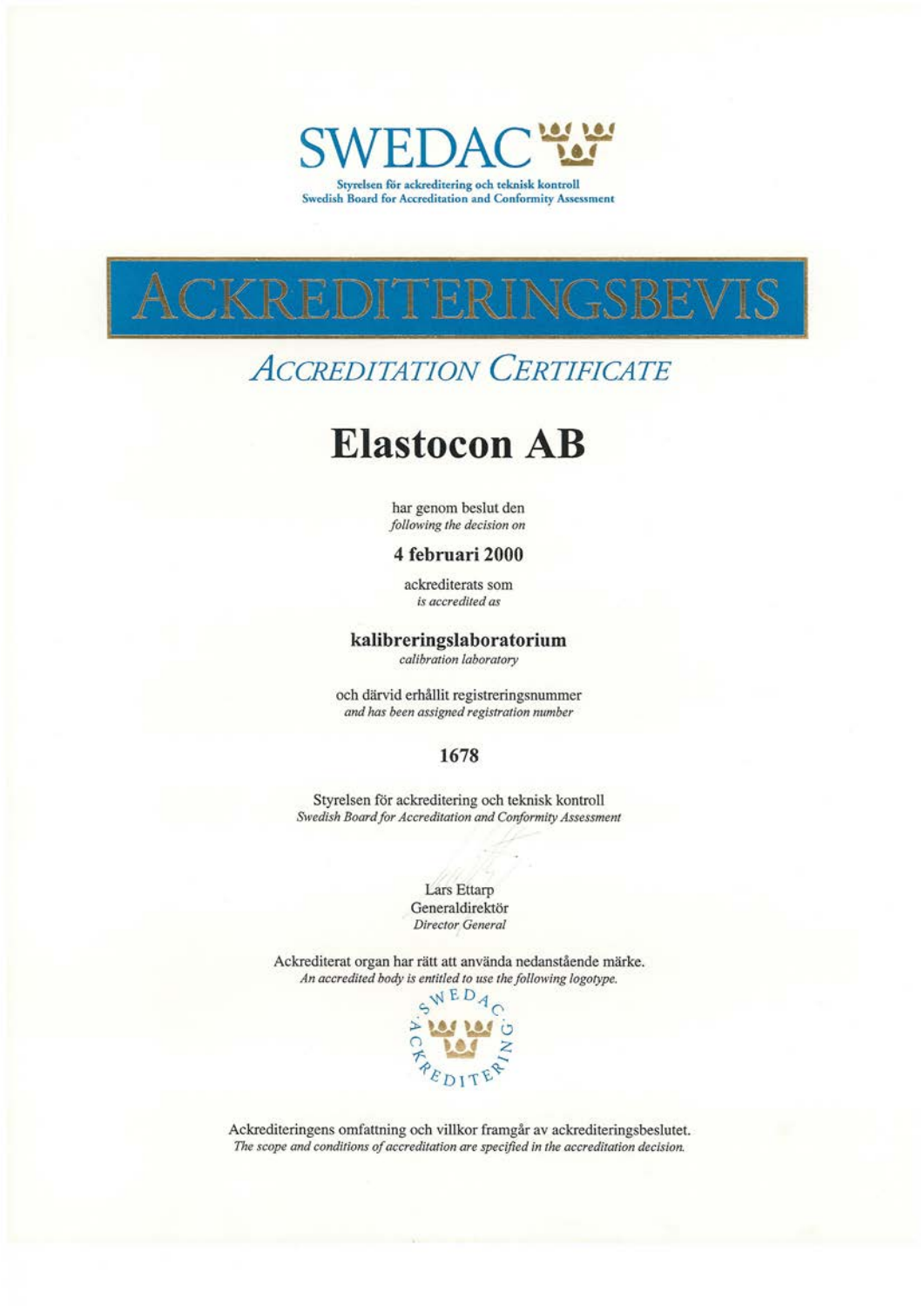# SWEDAC

**Styrelsen för ackreditering och teknisk kontroll**
**Swedish Board for Accreditation and Conformity Assessment**

# ACKREDITERINGSBEVIS

## *ACCREDITATION CERTIFICATE*

# Elastocon AB

har genom beslut den
*following the decision on*

**4 februari 2000**

ackrediterats som
*is accredited as*

**kalibreringslaboratorium**
*calibration laboratory*

och därvid erhållit registreringsnummer
*and has been assigned registration number*

**1678**

Styrelsen för ackreditering och teknisk kontroll
*Swedish Board for Accreditation and Conformity Assessment*

Lars Ettarp
Generaldirektör
*Director General*

Ackrediterat organ har rätt att använda nedanstående märke.
*An accredited body is entitled to use the following logotype.*

SWEDAC ACKREDITERING

Ackrediteringens omfattning och villkor framgår av ackrediteringsbeslutet.
*The scope and conditions of accreditation are specified in the accreditation decision.*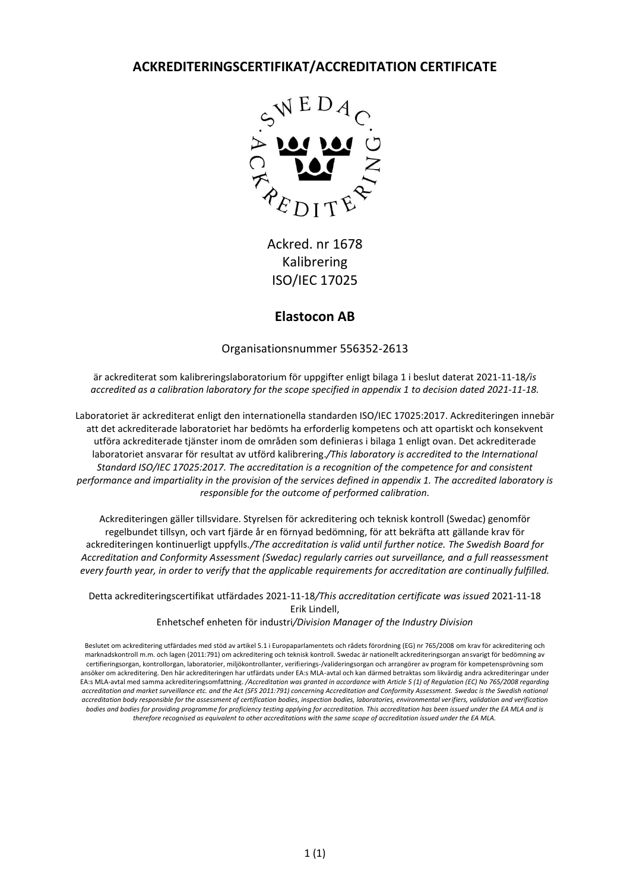# ACKREDITERINGSCERTIFIKAT/ACCREDITATION CERTIFICATE

Ackred. nr 1678
Kalibrering
ISO/IEC 17025

## Elastocon AB

Organisationsnummer 556352-2613

är ackrediterat som kalibreringslaboratorium för uppgifter enligt bilaga 1 i beslut daterat 2021-11-18*/is accredited as a calibration laboratory for the scope specified in appendix 1 to decision dated 2021-11-18.*

Laboratoriet är ackrediterat enligt den internationella standarden ISO/IEC 17025:2017. Ackrediteringen innebär att det ackrediterade laboratoriet har bedömts ha erforderlig kompetens och att opartiskt och konsekvent utföra ackrediterade tjänster inom de områden som definieras i bilaga 1 enligt ovan. Det ackrediterade laboratoriet ansvarar för resultat av utförd kalibrering.*/This laboratory is accredited to the International Standard ISO/IEC 17025:2017. The accreditation is a recognition of the competence for and consistent performance and impartiality in the provision of the services defined in appendix 1. The accredited laboratory is responsible for the outcome of performed calibration.*

Ackrediteringen gäller tillsvidare. Styrelsen för ackreditering och teknisk kontroll (Swedac) genomför regelbundet tillsyn, och vart fjärde år en förnyad bedömning, för att bekräfta att gällande krav för ackrediteringen kontinuerligt uppfylls.*/The accreditation is valid until further notice. The Swedish Board for Accreditation and Conformity Assessment (Swedac) regularly carries out surveillance, and a full reassessment every fourth year, in order to verify that the applicable requirements for accreditation are continually fulfilled.*

Detta ackrediteringscertifikat utfärdades 2021-11-18*/This accreditation certificate was issued* 2021-11-18
Erik Lindell,
Enhetschef enheten för industri*/Division Manager of the Industry Division*

Beslutet om ackreditering utfärdades med stöd av artikel 5.1 i Europaparlamentets och rådets förordning (EG) nr 765/2008 om krav för ackreditering och marknadskontroll m.m. och lagen (2011:791) om ackreditering och teknisk kontroll. Swedac är nationellt ackrediteringsorgan ansvarigt för bedömning av certifieringsorgan, kontrollorgan, laboratorier, miljökontrollanter, verifierings-/valideringsorgan och arrangörer av program för kompetensprövning som ansöker om ackreditering. Den här ackrediteringen har utfärdats under EA:s MLA-avtal och kan därmed betraktas som likvärdig andra ackrediteringar under EA:s MLA-avtal med samma ackrediteringsomfattning. */Accreditation was granted in accordance with Article 5 (1) of Regulation (EC) No 765/2008 regarding accreditation and market surveillance etc. and the Act (SFS 2011:791) concerning Accreditation and Conformity Assessment. Swedac is the Swedish national accreditation body responsible for the assessment of certification bodies, inspection bodies, laboratories, environmental verifiers, validation and verification bodies and bodies for providing programme for proficiency testing applying for accreditation. This accreditation has been issued under the EA MLA and is therefore recognised as equivalent to other accreditations with the same scope of accreditation issued under the EA MLA.*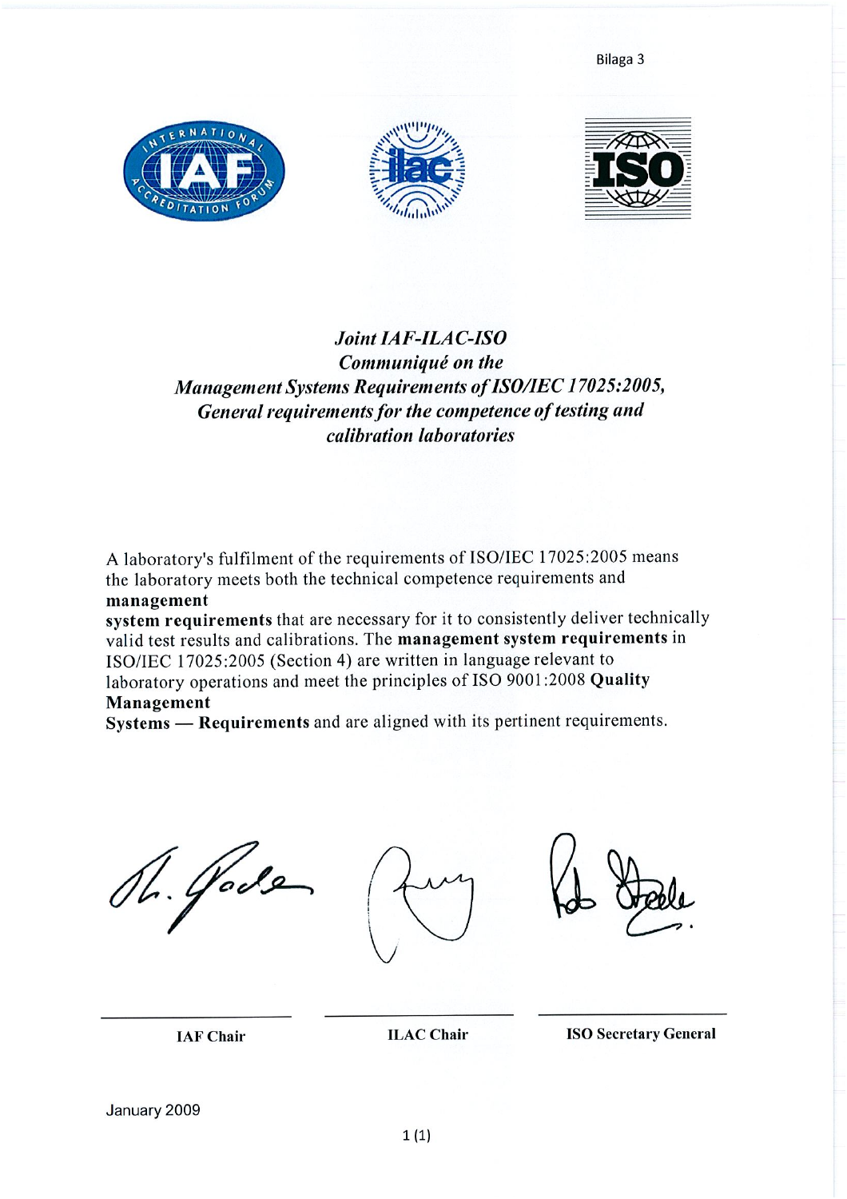Bilaga 3

***Joint IAF-ILAC-ISO Communiqué on the Management Systems Requirements of ISO/IEC 17025:2005, General requirements for the competence of testing and calibration laboratories***

A laboratory's fulfilment of the requirements of ISO/IEC 17025:2005 means the laboratory meets both the technical competence requirements and **management system requirements** that are necessary for it to consistently deliver technically valid test results and calibrations. The **management system requirements** in ISO/IEC 17025:2005 (Section 4) are written in language relevant to laboratory operations and meet the principles of ISO 9001:2008 **Quality Management Systems — Requirements** and are aligned with its pertinent requirements.

| IAF Chair | ILAC Chair | ISO Secretary General |
|---|---|---|

January 2009